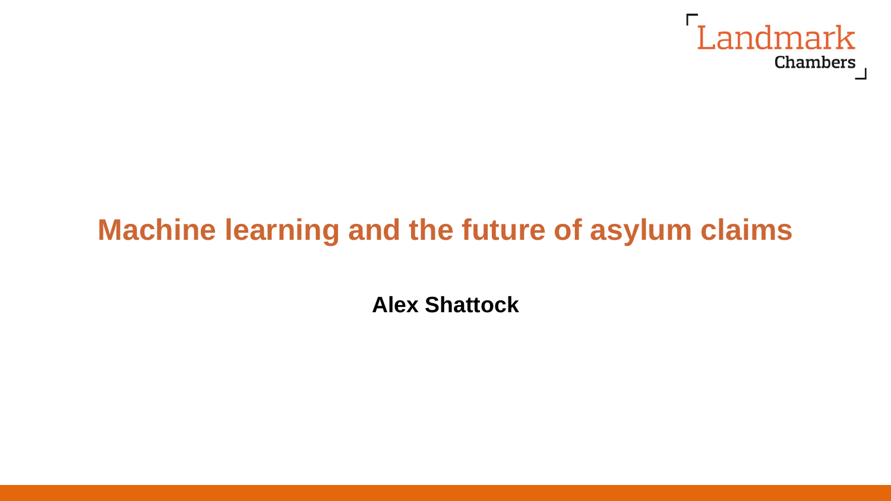Landmark Chambers

# Machine learning and the future of asylum claims

**Alex Shattock**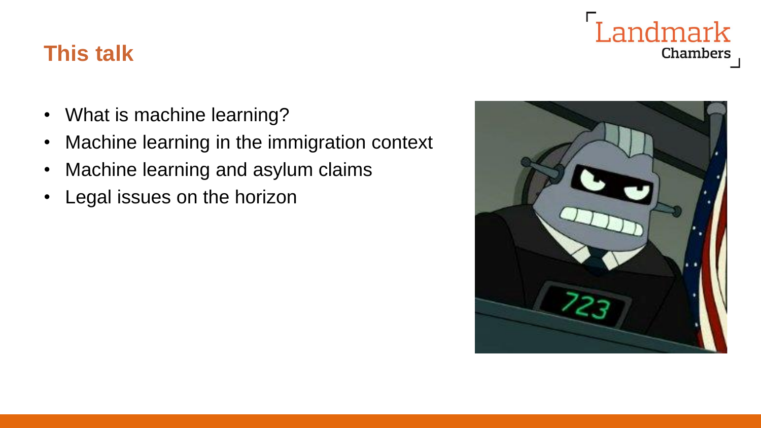## This talk

- What is machine learning?
- Machine learning in the immigration context
- Machine learning and asylum claims
- Legal issues on the horizon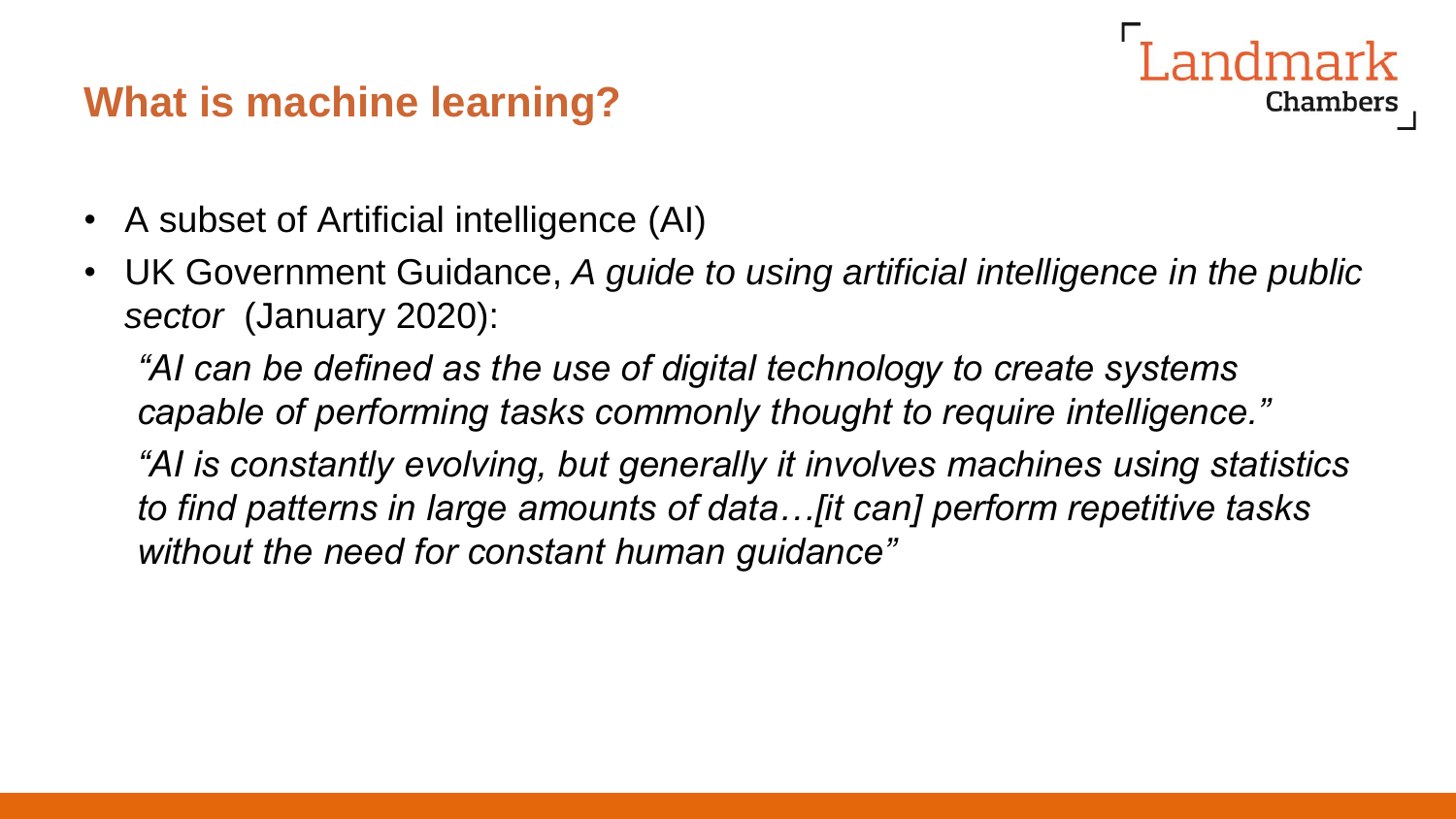## What is machine learning?

- A subset of Artificial intelligence (AI)
- UK Government Guidance, *A guide to using artificial intelligence in the public sector* (January 2020):

  *"AI can be defined as the use of digital technology to create systems capable of performing tasks commonly thought to require intelligence."*

  *"AI is constantly evolving, but generally it involves machines using statistics to find patterns in large amounts of data…[it can] perform repetitive tasks without the need for constant human guidance"*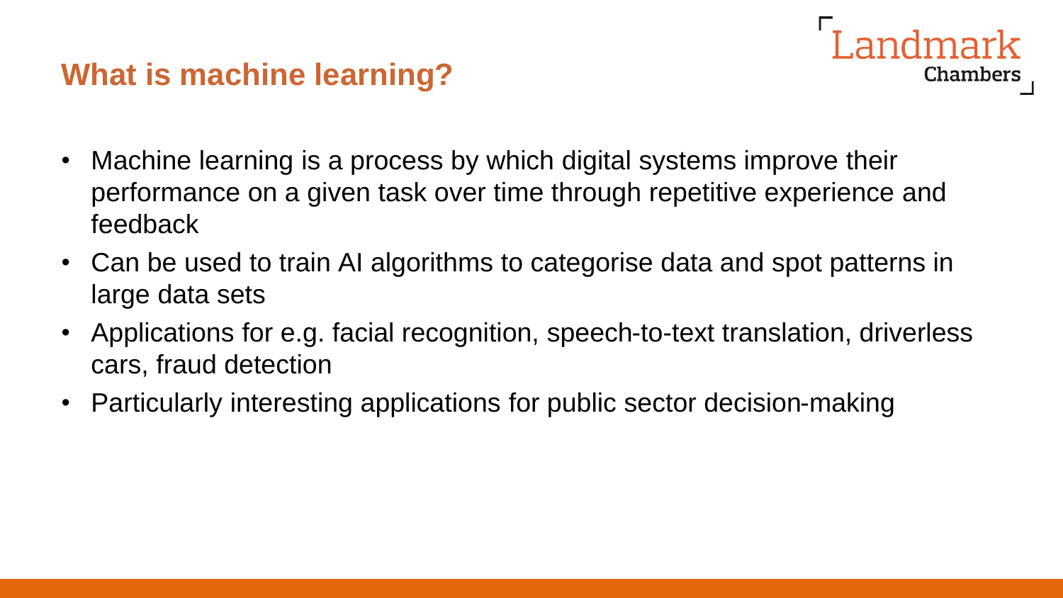## What is machine learning?

- Machine learning is a process by which digital systems improve their performance on a given task over time through repetitive experience and feedback
- Can be used to train AI algorithms to categorise data and spot patterns in large data sets
- Applications for e.g. facial recognition, speech-to-text translation, driverless cars, fraud detection
- Particularly interesting applications for public sector decision-making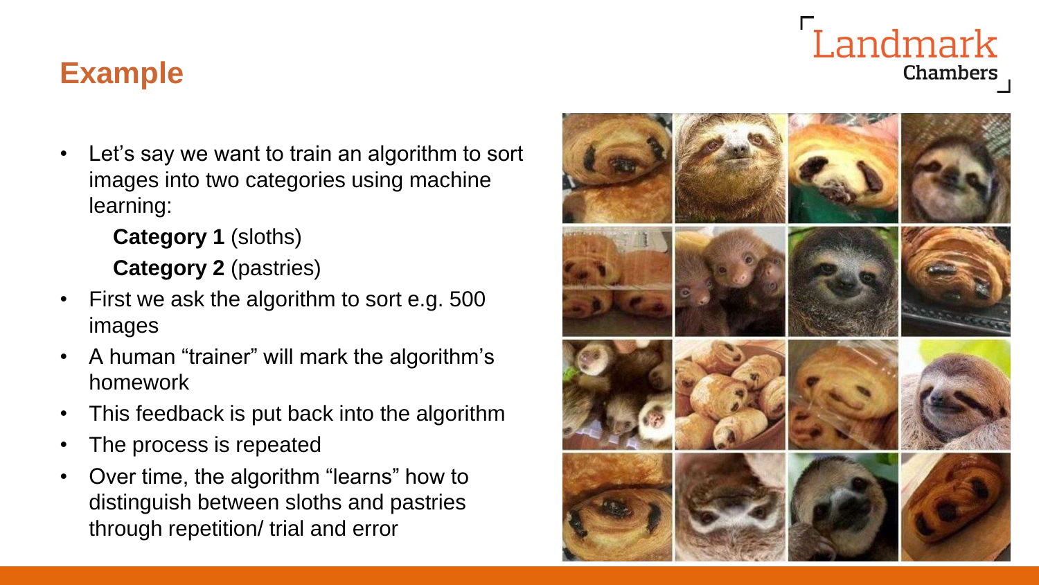## Example

- Let's say we want to train an algorithm to sort images into two categories using machine learning:

  **Category 1** (sloths)

  **Category 2** (pastries)

- First we ask the algorithm to sort e.g. 500 images
- A human "trainer" will mark the algorithm's homework
- This feedback is put back into the algorithm
- The process is repeated
- Over time, the algorithm "learns" how to distinguish between sloths and pastries through repetition/ trial and error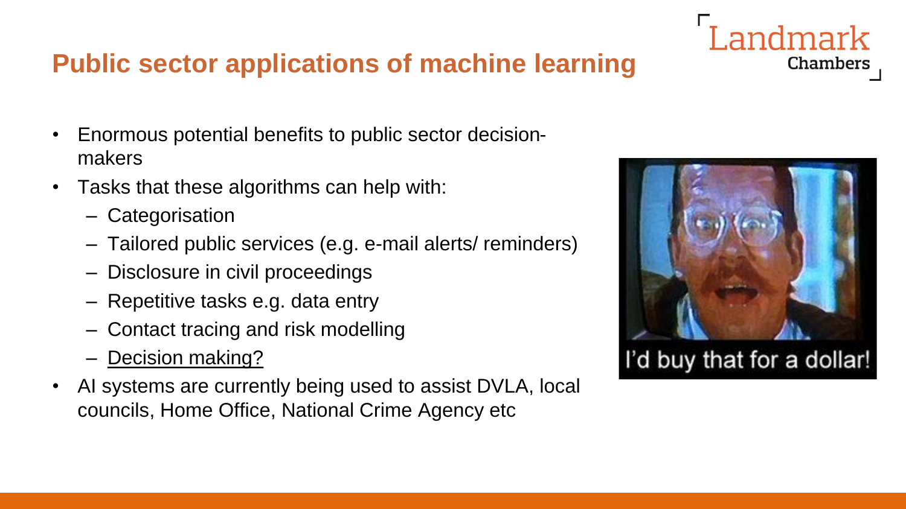# Public sector applications of machine learning

- Enormous potential benefits to public sector decision-makers
- Tasks that these algorithms can help with:
  - Categorisation
  - Tailored public services (e.g. e-mail alerts/ reminders)
  - Disclosure in civil proceedings
  - Repetitive tasks e.g. data entry
  - Contact tracing and risk modelling
  - <u>Decision making?</u>
- AI systems are currently being used to assist DVLA, local councils, Home Office, National Crime Agency etc

I'd buy that for a dollar!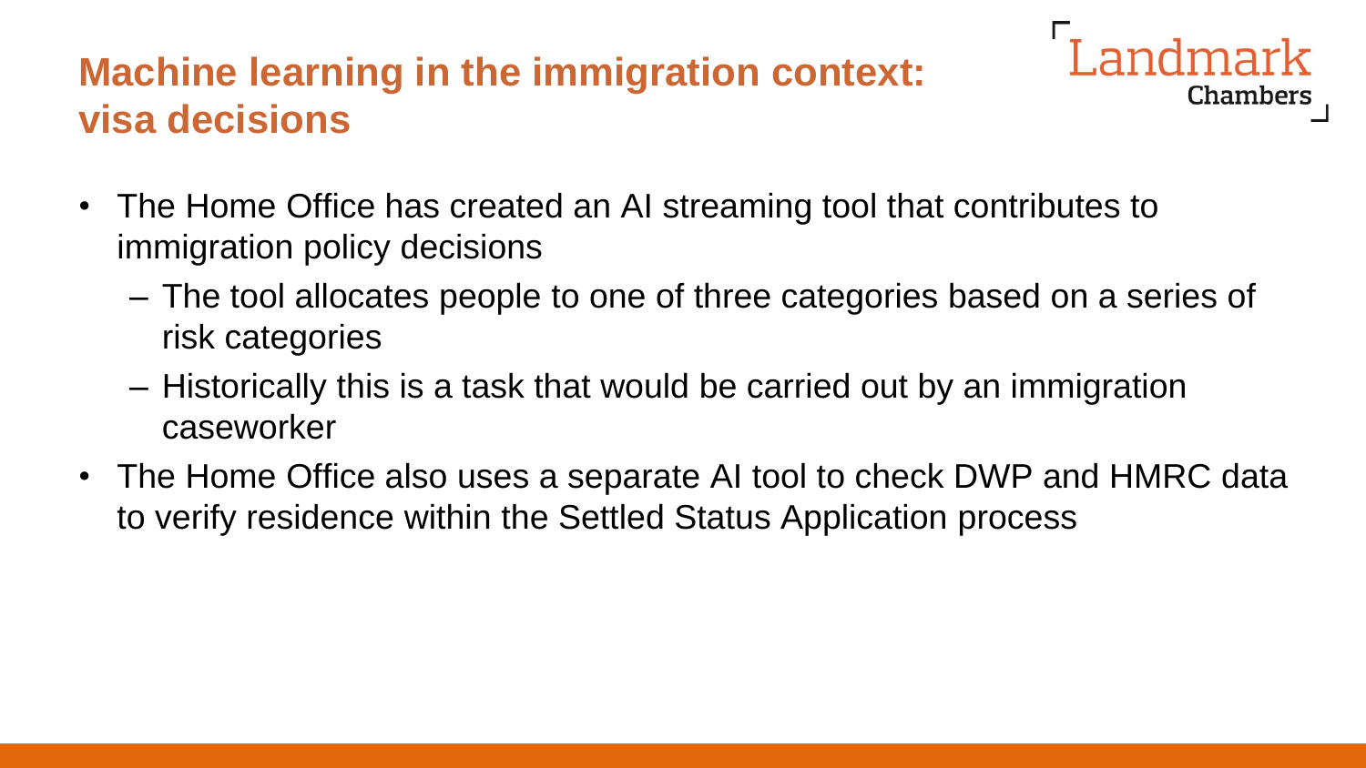# Machine learning in the immigration context: visa decisions

- The Home Office has created an AI streaming tool that contributes to immigration policy decisions
  - The tool allocates people to one of three categories based on a series of risk categories
  - Historically this is a task that would be carried out by an immigration caseworker
- The Home Office also uses a separate AI tool to check DWP and HMRC data to verify residence within the Settled Status Application process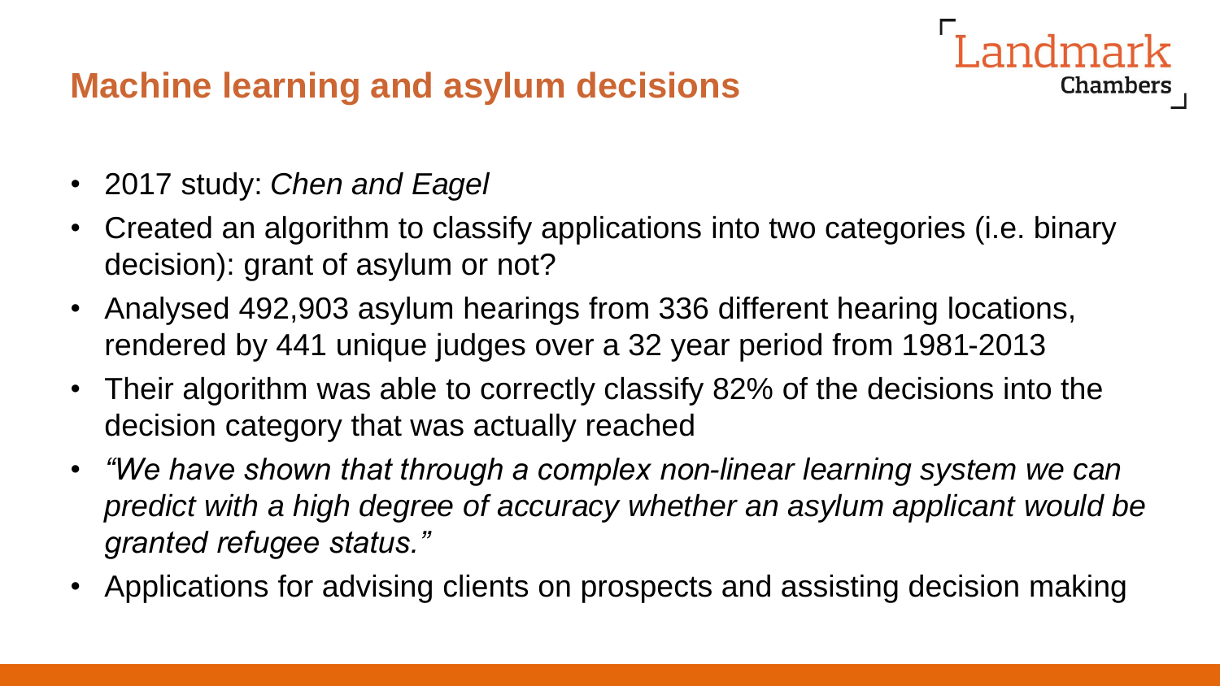## Machine learning and asylum decisions

- 2017 study: *Chen and Eagel*
- Created an algorithm to classify applications into two categories (i.e. binary decision): grant of asylum or not?
- Analysed 492,903 asylum hearings from 336 different hearing locations, rendered by 441 unique judges over a 32 year period from 1981-2013
- Their algorithm was able to correctly classify 82% of the decisions into the decision category that was actually reached
- *"We have shown that through a complex non-linear learning system we can predict with a high degree of accuracy whether an asylum applicant would be granted refugee status."*
- Applications for advising clients on prospects and assisting decision making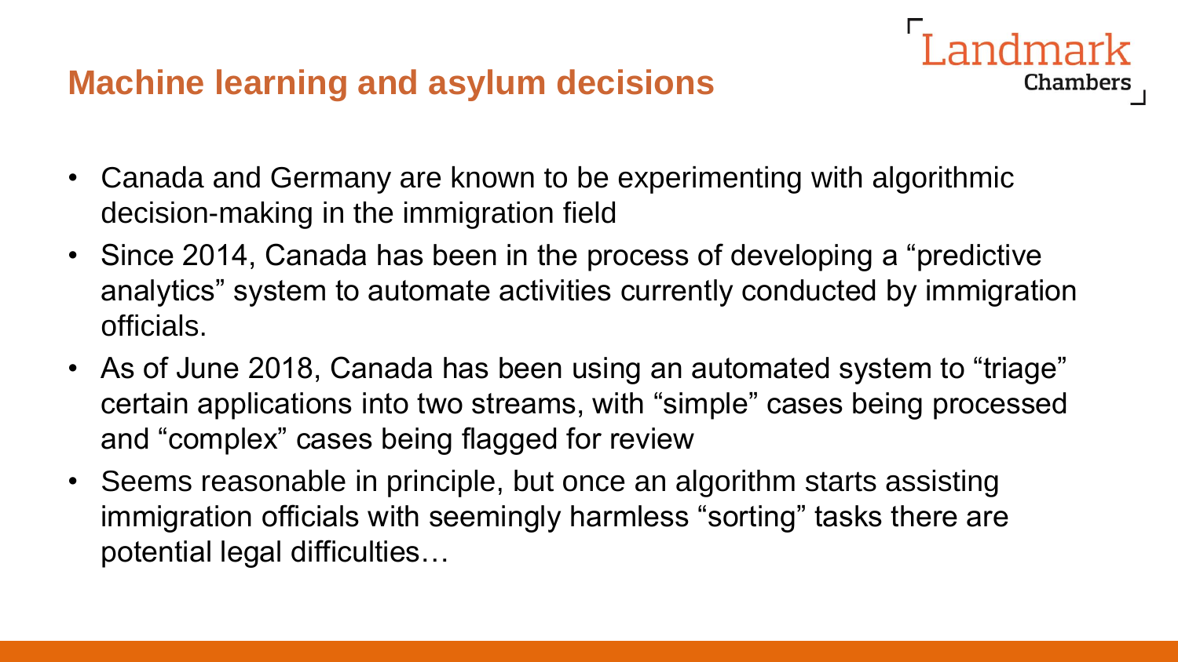## Machine learning and asylum decisions

- Canada and Germany are known to be experimenting with algorithmic decision-making in the immigration field
- Since 2014, Canada has been in the process of developing a "predictive analytics" system to automate activities currently conducted by immigration officials.
- As of June 2018, Canada has been using an automated system to "triage" certain applications into two streams, with "simple" cases being processed and "complex" cases being flagged for review
- Seems reasonable in principle, but once an algorithm starts assisting immigration officials with seemingly harmless "sorting" tasks there are potential legal difficulties…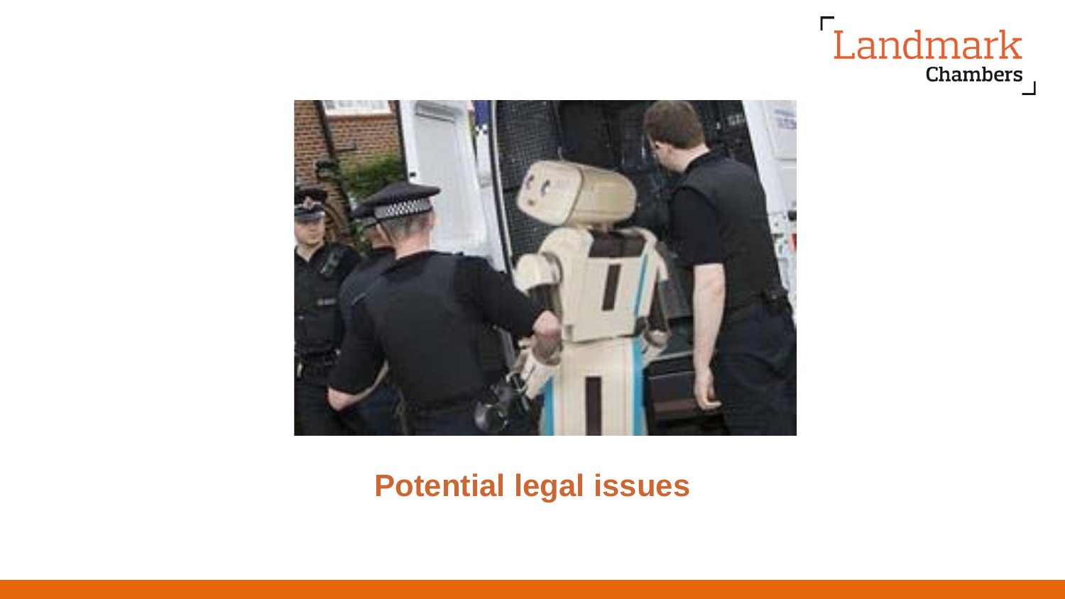## Potential legal issues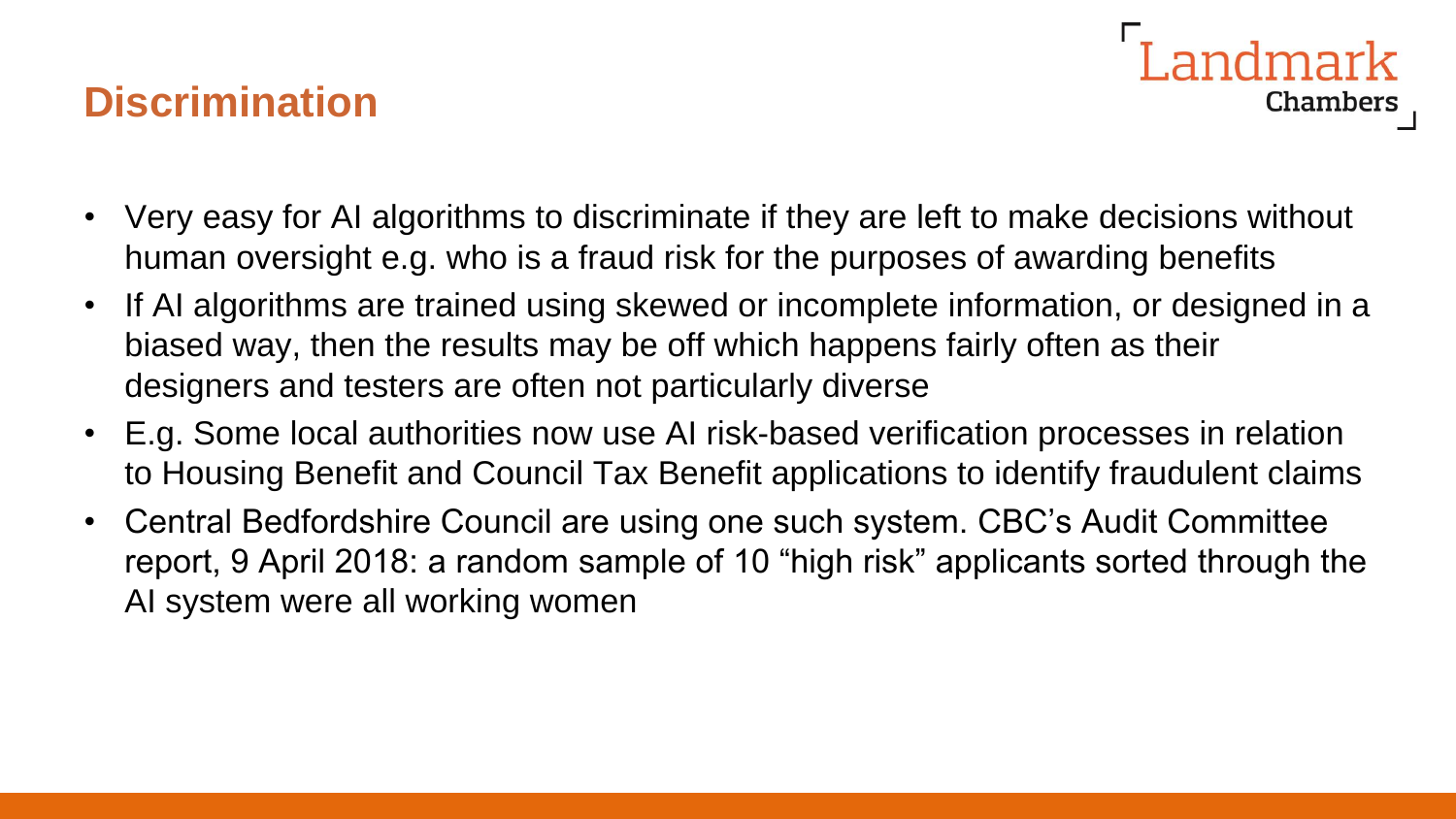# Discrimination

- Very easy for AI algorithms to discriminate if they are left to make decisions without human oversight e.g. who is a fraud risk for the purposes of awarding benefits
- If AI algorithms are trained using skewed or incomplete information, or designed in a biased way, then the results may be off which happens fairly often as their designers and testers are often not particularly diverse
- E.g. Some local authorities now use AI risk-based verification processes in relation to Housing Benefit and Council Tax Benefit applications to identify fraudulent claims
- Central Bedfordshire Council are using one such system. CBC's Audit Committee report, 9 April 2018: a random sample of 10 "high risk" applicants sorted through the AI system were all working women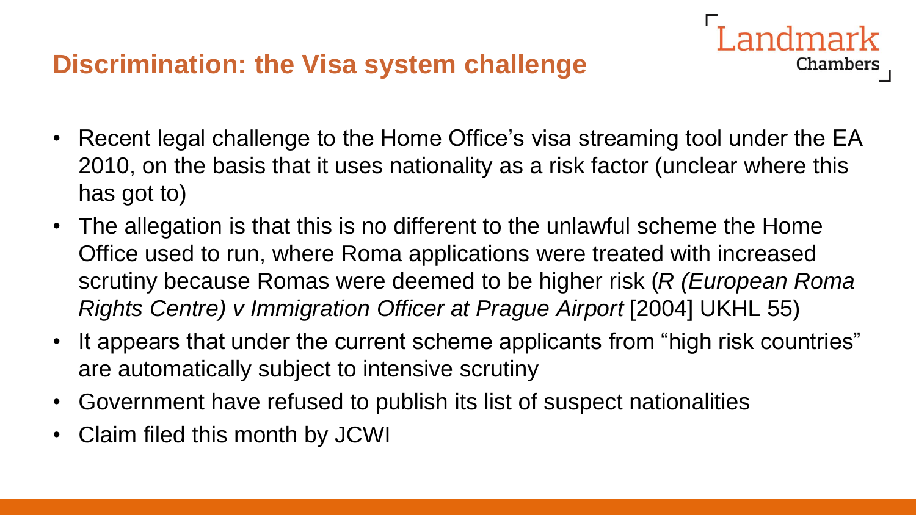## Discrimination: the Visa system challenge

- Recent legal challenge to the Home Office's visa streaming tool under the EA 2010, on the basis that it uses nationality as a risk factor (unclear where this has got to)
- The allegation is that this is no different to the unlawful scheme the Home Office used to run, where Roma applications were treated with increased scrutiny because Romas were deemed to be higher risk (*R (European Roma Rights Centre) v Immigration Officer at Prague Airport* [2004] UKHL 55)
- It appears that under the current scheme applicants from "high risk countries" are automatically subject to intensive scrutiny
- Government have refused to publish its list of suspect nationalities
- Claim filed this month by JCWI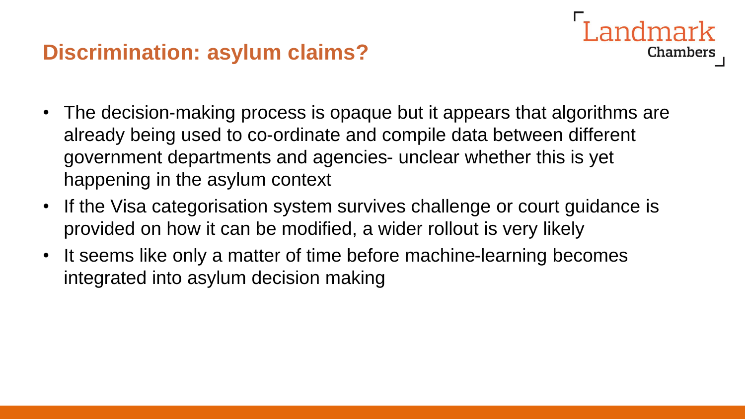## Discrimination: asylum claims?

- The decision-making process is opaque but it appears that algorithms are already being used to co-ordinate and compile data between different government departments and agencies- unclear whether this is yet happening in the asylum context
- If the Visa categorisation system survives challenge or court guidance is provided on how it can be modified, a wider rollout is very likely
- It seems like only a matter of time before machine-learning becomes integrated into asylum decision making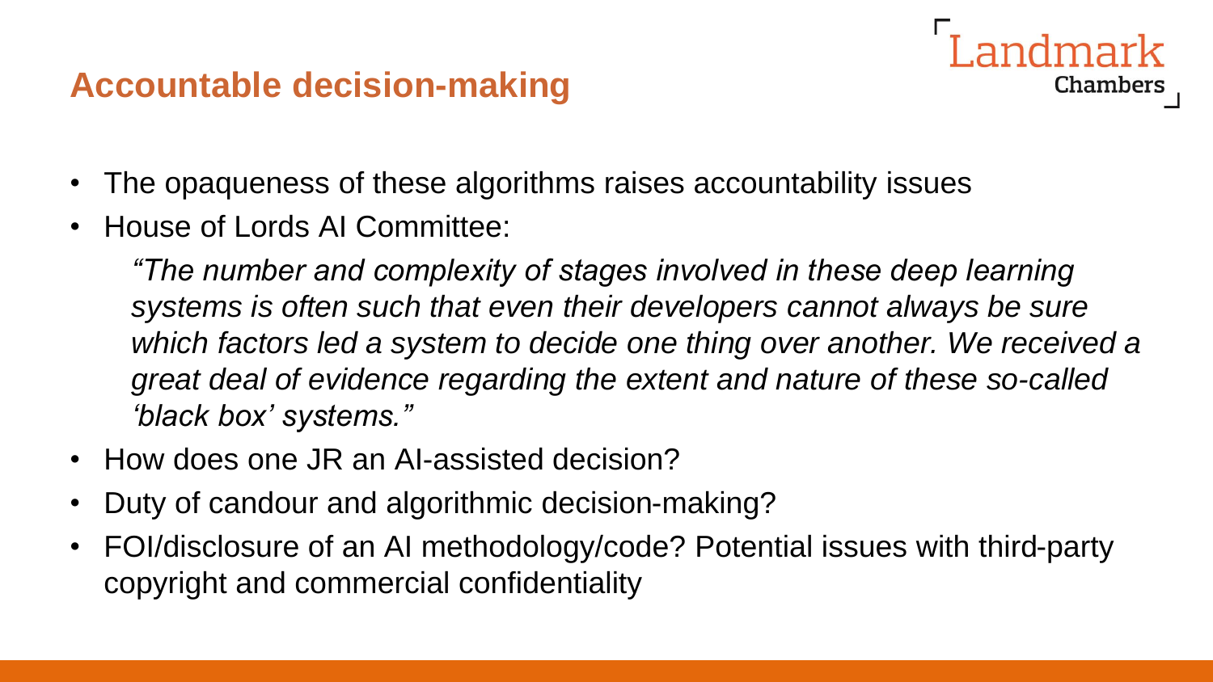## Accountable decision-making

- The opaqueness of these algorithms raises accountability issues
- House of Lords AI Committee:

  *"The number and complexity of stages involved in these deep learning systems is often such that even their developers cannot always be sure which factors led a system to decide one thing over another. We received a great deal of evidence regarding the extent and nature of these so-called 'black box' systems."*

- How does one JR an AI-assisted decision?
- Duty of candour and algorithmic decision-making?
- FOI/disclosure of an AI methodology/code? Potential issues with third-party copyright and commercial confidentiality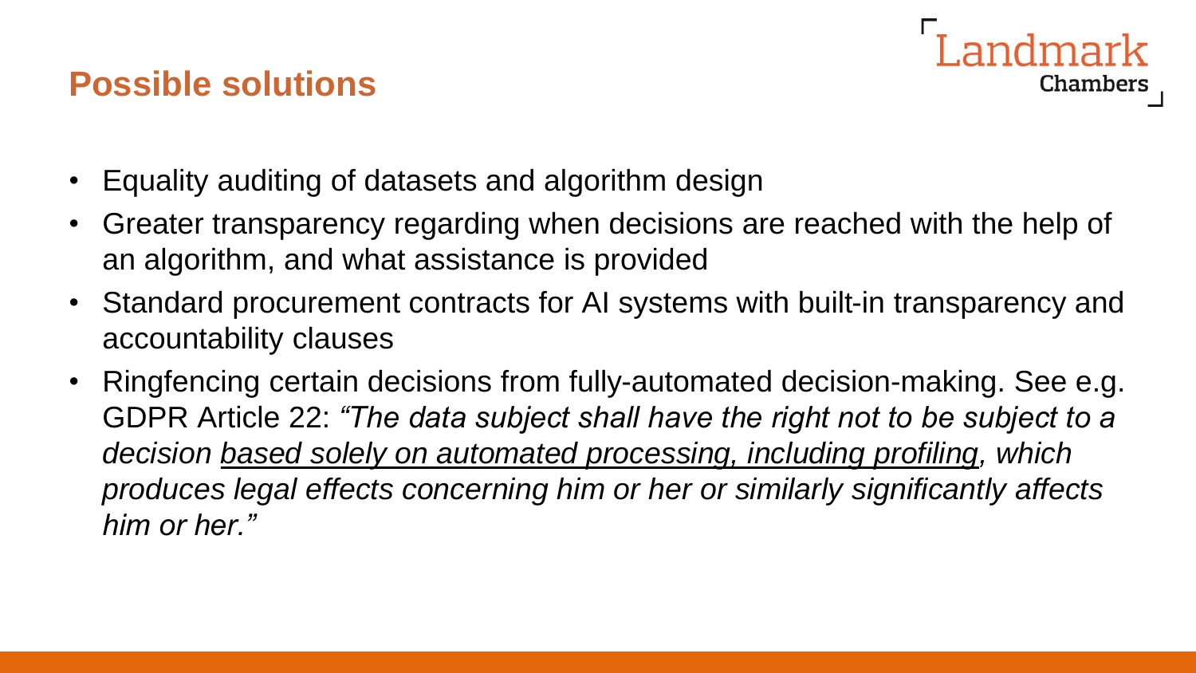## Possible solutions

- Equality auditing of datasets and algorithm design
- Greater transparency regarding when decisions are reached with the help of an algorithm, and what assistance is provided
- Standard procurement contracts for AI systems with built-in transparency and accountability clauses
- Ringfencing certain decisions from fully-automated decision-making. See e.g. GDPR Article 22: *"The data subject shall have the right not to be subject to a decision <u>based solely on automated processing, including profiling</u>, which produces legal effects concerning him or her or similarly significantly affects him or her."*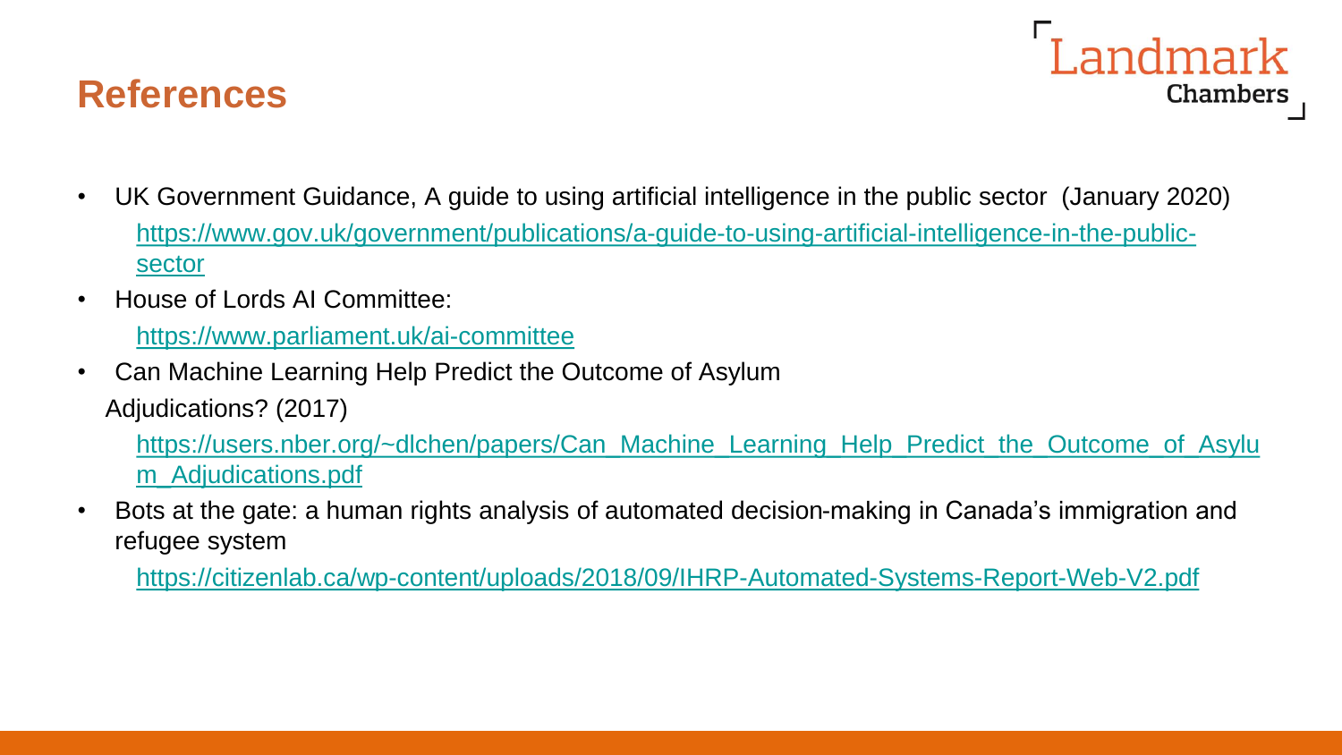## References

- UK Government Guidance, A guide to using artificial intelligence in the public sector (January 2020)
  https://www.gov.uk/government/publications/a-guide-to-using-artificial-intelligence-in-the-public-sector
- House of Lords AI Committee:
  https://www.parliament.uk/ai-committee
- Can Machine Learning Help Predict the Outcome of Asylum Adjudications? (2017)
  https://users.nber.org/~dlchen/papers/Can_Machine_Learning_Help_Predict_the_Outcome_of_Asylum_Adjudications.pdf
- Bots at the gate: a human rights analysis of automated decision-making in Canada's immigration and refugee system
  https://citizenlab.ca/wp-content/uploads/2018/09/IHRP-Automated-Systems-Report-Web-V2.pdf